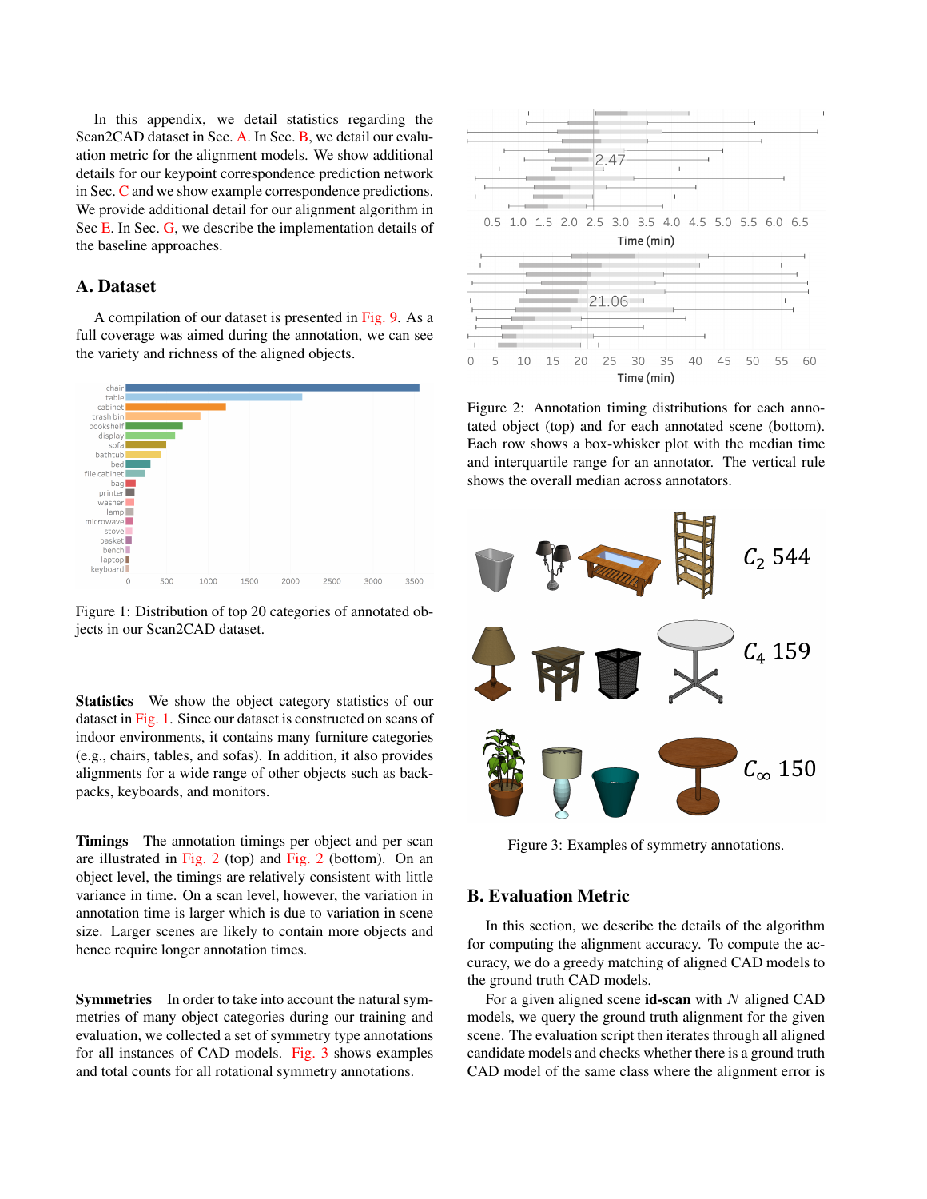In this appendix, we detail statistics regarding the Scan2CAD dataset in Sec. A. In Sec. B, we detail our evaluation metric for the alignment models. We show additional details for our keypoint correspondence prediction network in Sec. C and we show example correspondence predictions. We provide additional detail for our alignment algorithm in Sec E. In Sec. G, we describe the implementation details of the baseline approaches.

## A. Dataset

A compilation of our dataset is presented in Fig. 9. As a full coverage was aimed during the annotation, we can see the variety and richness of the aligned objects.

Figure 1: Distribution of top 20 categories of annotated objects in our Scan2CAD dataset.

**Statistics** We show the object category statistics of our dataset in Fig. 1. Since our dataset is constructed on scans of indoor environments, it contains many furniture categories (e.g., chairs, tables, and sofas). In addition, it also provides alignments for a wide range of other objects such as backpacks, keyboards, and monitors.

**Timings** The annotation timings per object and per scan are illustrated in Fig. 2 (top) and Fig. 2 (bottom). On an object level, the timings are relatively consistent with little variance in time. On a scan level, however, the variation in annotation time is larger which is due to variation in scene size. Larger scenes are likely to contain more objects and hence require longer annotation times.

**Symmetries** In order to take into account the natural symmetries of many object categories during our training and evaluation, we collected a set of symmetry type annotations for all instances of CAD models. Fig. 3 shows examples and total counts for all rotational symmetry annotations.

Figure 2: Annotation timing distributions for each annotated object (top) and for each annotated scene (bottom). Each row shows a box-whisker plot with the median time and interquartile range for an annotator. The vertical rule shows the overall median across annotators.

Figure 3: Examples of symmetry annotations.

## B. Evaluation Metric

In this section, we describe the details of the algorithm for computing the alignment accuracy. To compute the accuracy, we do a greedy matching of aligned CAD models to the ground truth CAD models.

For a given aligned scene **id-scan** with $N$ aligned CAD models, we query the ground truth alignment for the given scene. The evaluation script then iterates through all aligned candidate models and checks whether there is a ground truth CAD model of the same class where the alignment error is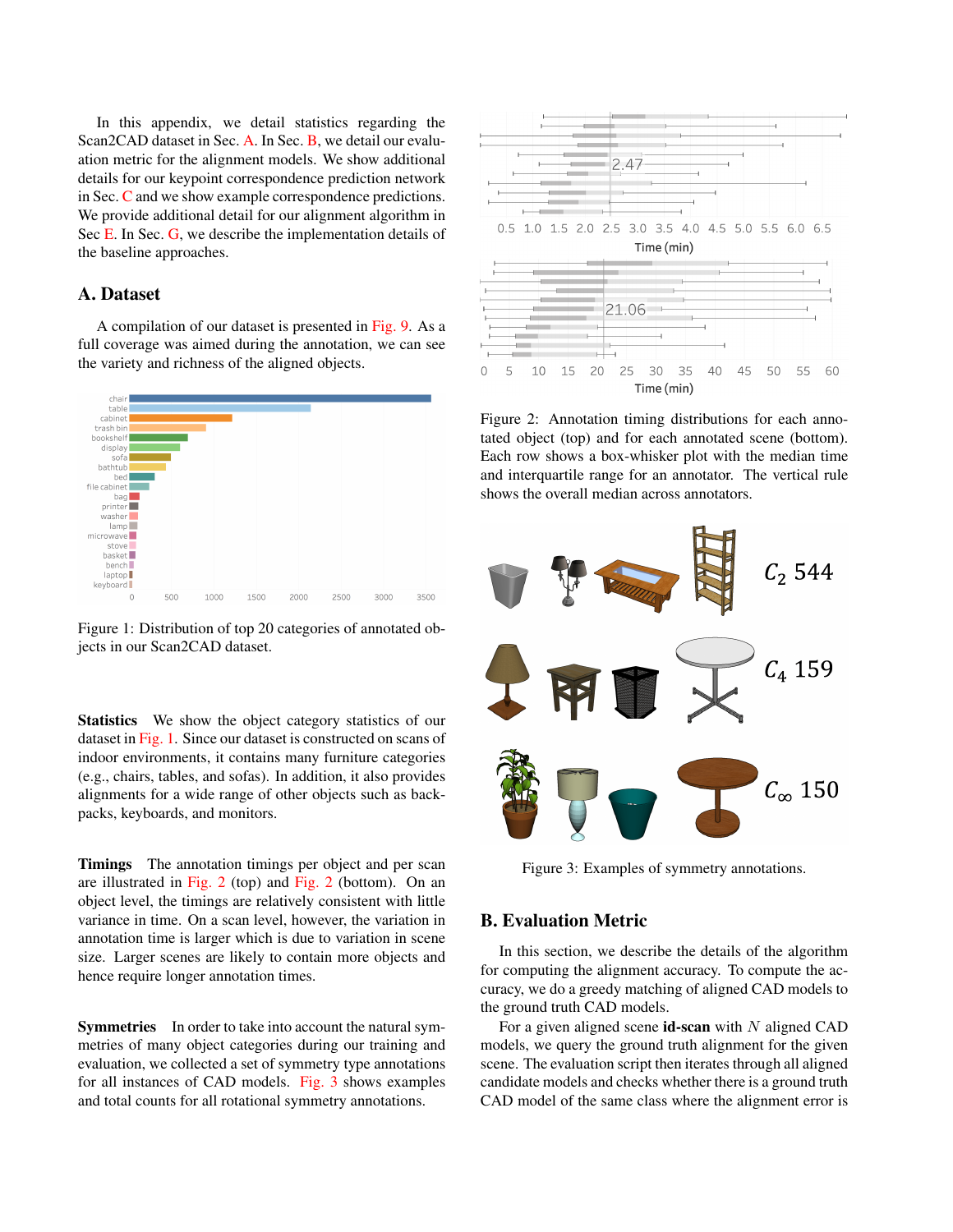In this appendix, we detail statistics regarding the Scan2CAD dataset in Sec. A. In Sec. B, we detail our evaluation metric for the alignment models. We show additional details for our keypoint correspondence prediction network in Sec. C and we show example correspondence predictions. We provide additional detail for our alignment algorithm in Sec E. In Sec. G, we describe the implementation details of the baseline approaches.

## A. Dataset

A compilation of our dataset is presented in Fig. 9. As a full coverage was aimed during the annotation, we can see the variety and richness of the aligned objects.

Figure 1: Distribution of top 20 categories of annotated objects in our Scan2CAD dataset.

**Statistics** We show the object category statistics of our dataset in Fig. 1. Since our dataset is constructed on scans of indoor environments, it contains many furniture categories (e.g., chairs, tables, and sofas). In addition, it also provides alignments for a wide range of other objects such as backpacks, keyboards, and monitors.

**Timings** The annotation timings per object and per scan are illustrated in Fig. 2 (top) and Fig. 2 (bottom). On an object level, the timings are relatively consistent with little variance in time. On a scan level, however, the variation in annotation time is larger which is due to variation in scene size. Larger scenes are likely to contain more objects and hence require longer annotation times.

**Symmetries** In order to take into account the natural symmetries of many object categories during our training and evaluation, we collected a set of symmetry type annotations for all instances of CAD models. Fig. 3 shows examples and total counts for all rotational symmetry annotations.

Figure 2: Annotation timing distributions for each annotated object (top) and for each annotated scene (bottom). Each row shows a box-whisker plot with the median time and interquartile range for an annotator. The vertical rule shows the overall median across annotators.

Figure 3: Examples of symmetry annotations.

## B. Evaluation Metric

In this section, we describe the details of the algorithm for computing the alignment accuracy. To compute the accuracy, we do a greedy matching of aligned CAD models to the ground truth CAD models.

For a given aligned scene **id-scan** with $N$ aligned CAD models, we query the ground truth alignment for the given scene. The evaluation script then iterates through all aligned candidate models and checks whether there is a ground truth CAD model of the same class where the alignment error is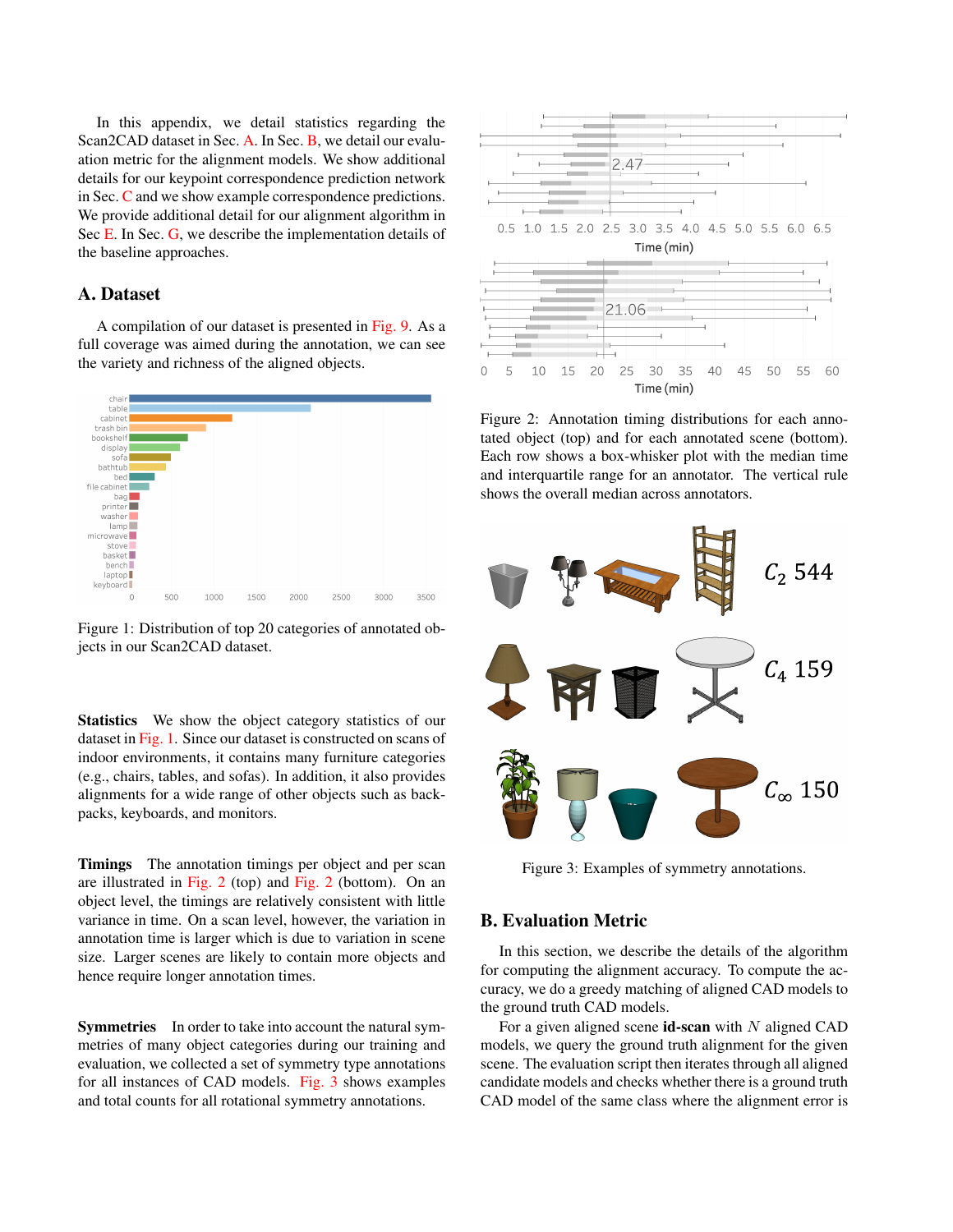In this appendix, we detail statistics regarding the Scan2CAD dataset in Sec. A. In Sec. B, we detail our evaluation metric for the alignment models. We show additional details for our keypoint correspondence prediction network in Sec. C and we show example correspondence predictions. We provide additional detail for our alignment algorithm in Sec E. In Sec. G, we describe the implementation details of the baseline approaches.

## A. Dataset

A compilation of our dataset is presented in Fig. 9. As a full coverage was aimed during the annotation, we can see the variety and richness of the aligned objects.

Figure 1: Distribution of top 20 categories of annotated objects in our Scan2CAD dataset.

**Statistics** We show the object category statistics of our dataset in Fig. 1. Since our dataset is constructed on scans of indoor environments, it contains many furniture categories (e.g., chairs, tables, and sofas). In addition, it also provides alignments for a wide range of other objects such as backpacks, keyboards, and monitors.

**Timings** The annotation timings per object and per scan are illustrated in Fig. 2 (top) and Fig. 2 (bottom). On an object level, the timings are relatively consistent with little variance in time. On a scan level, however, the variation in annotation time is larger which is due to variation in scene size. Larger scenes are likely to contain more objects and hence require longer annotation times.

**Symmetries** In order to take into account the natural symmetries of many object categories during our training and evaluation, we collected a set of symmetry type annotations for all instances of CAD models. Fig. 3 shows examples and total counts for all rotational symmetry annotations.

Figure 2: Annotation timing distributions for each annotated object (top) and for each annotated scene (bottom). Each row shows a box-whisker plot with the median time and interquartile range for an annotator. The vertical rule shows the overall median across annotators.

Figure 3: Examples of symmetry annotations.

## B. Evaluation Metric

In this section, we describe the details of the algorithm for computing the alignment accuracy. To compute the accuracy, we do a greedy matching of aligned CAD models to the ground truth CAD models.

For a given aligned scene **id-scan** with $N$ aligned CAD models, we query the ground truth alignment for the given scene. The evaluation script then iterates through all aligned candidate models and checks whether there is a ground truth CAD model of the same class where the alignment error is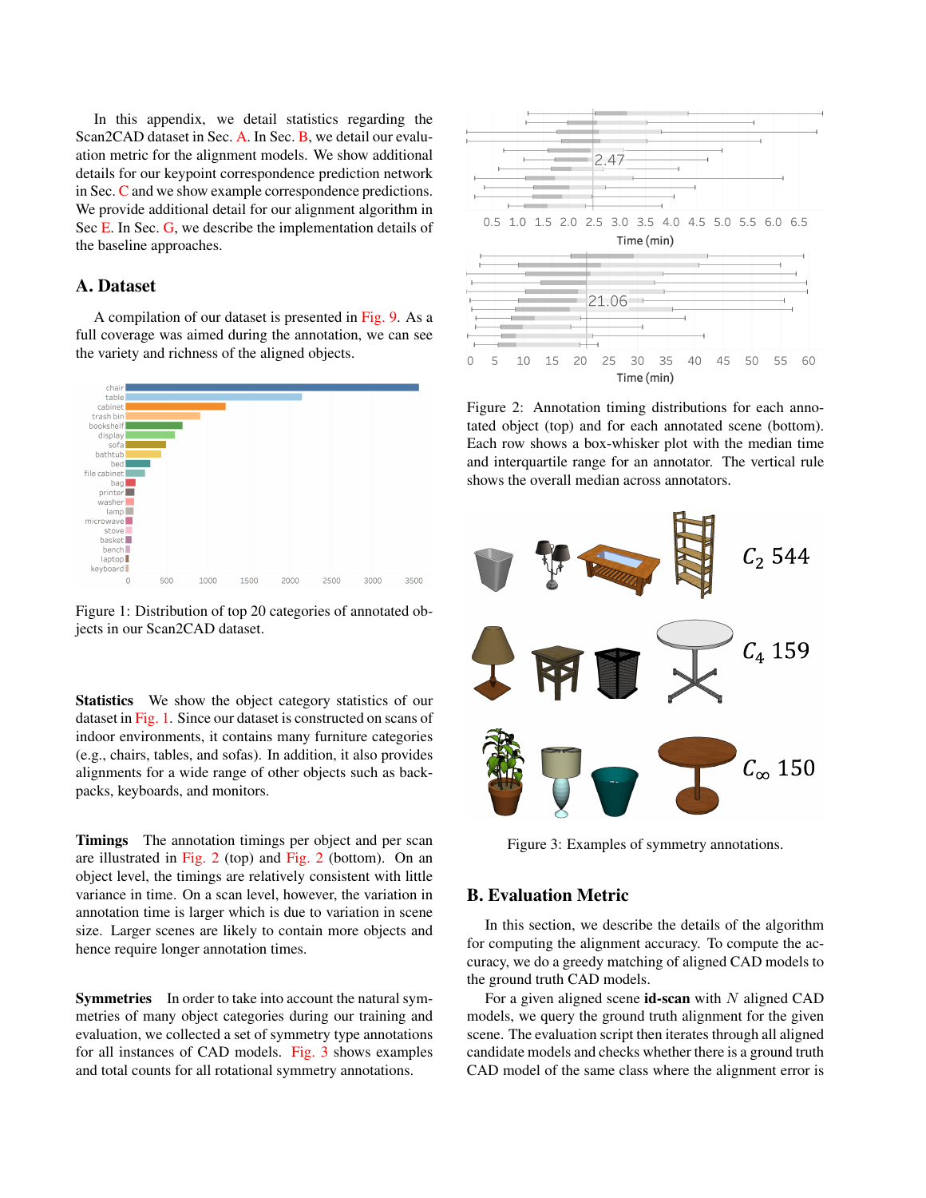In this appendix, we detail statistics regarding the Scan2CAD dataset in Sec. A. In Sec. B, we detail our evaluation metric for the alignment models. We show additional details for our keypoint correspondence prediction network in Sec. C and we show example correspondence predictions. We provide additional detail for our alignment algorithm in Sec E. In Sec. G, we describe the implementation details of the baseline approaches.

## A. Dataset

A compilation of our dataset is presented in Fig. 9. As a full coverage was aimed during the annotation, we can see the variety and richness of the aligned objects.

Figure 1: Distribution of top 20 categories of annotated objects in our Scan2CAD dataset.

**Statistics** We show the object category statistics of our dataset in Fig. 1. Since our dataset is constructed on scans of indoor environments, it contains many furniture categories (e.g., chairs, tables, and sofas). In addition, it also provides alignments for a wide range of other objects such as backpacks, keyboards, and monitors.

**Timings** The annotation timings per object and per scan are illustrated in Fig. 2 (top) and Fig. 2 (bottom). On an object level, the timings are relatively consistent with little variance in time. On a scan level, however, the variation in annotation time is larger which is due to variation in scene size. Larger scenes are likely to contain more objects and hence require longer annotation times.

**Symmetries** In order to take into account the natural symmetries of many object categories during our training and evaluation, we collected a set of symmetry type annotations for all instances of CAD models. Fig. 3 shows examples and total counts for all rotational symmetry annotations.

Figure 2: Annotation timing distributions for each annotated object (top) and for each annotated scene (bottom). Each row shows a box-whisker plot with the median time and interquartile range for an annotator. The vertical rule shows the overall median across annotators.

Figure 3: Examples of symmetry annotations.

## B. Evaluation Metric

In this section, we describe the details of the algorithm for computing the alignment accuracy. To compute the accuracy, we do a greedy matching of aligned CAD models to the ground truth CAD models.

For a given aligned scene **id-scan** with $N$ aligned CAD models, we query the ground truth alignment for the given scene. The evaluation script then iterates through all aligned candidate models and checks whether there is a ground truth CAD model of the same class where the alignment error is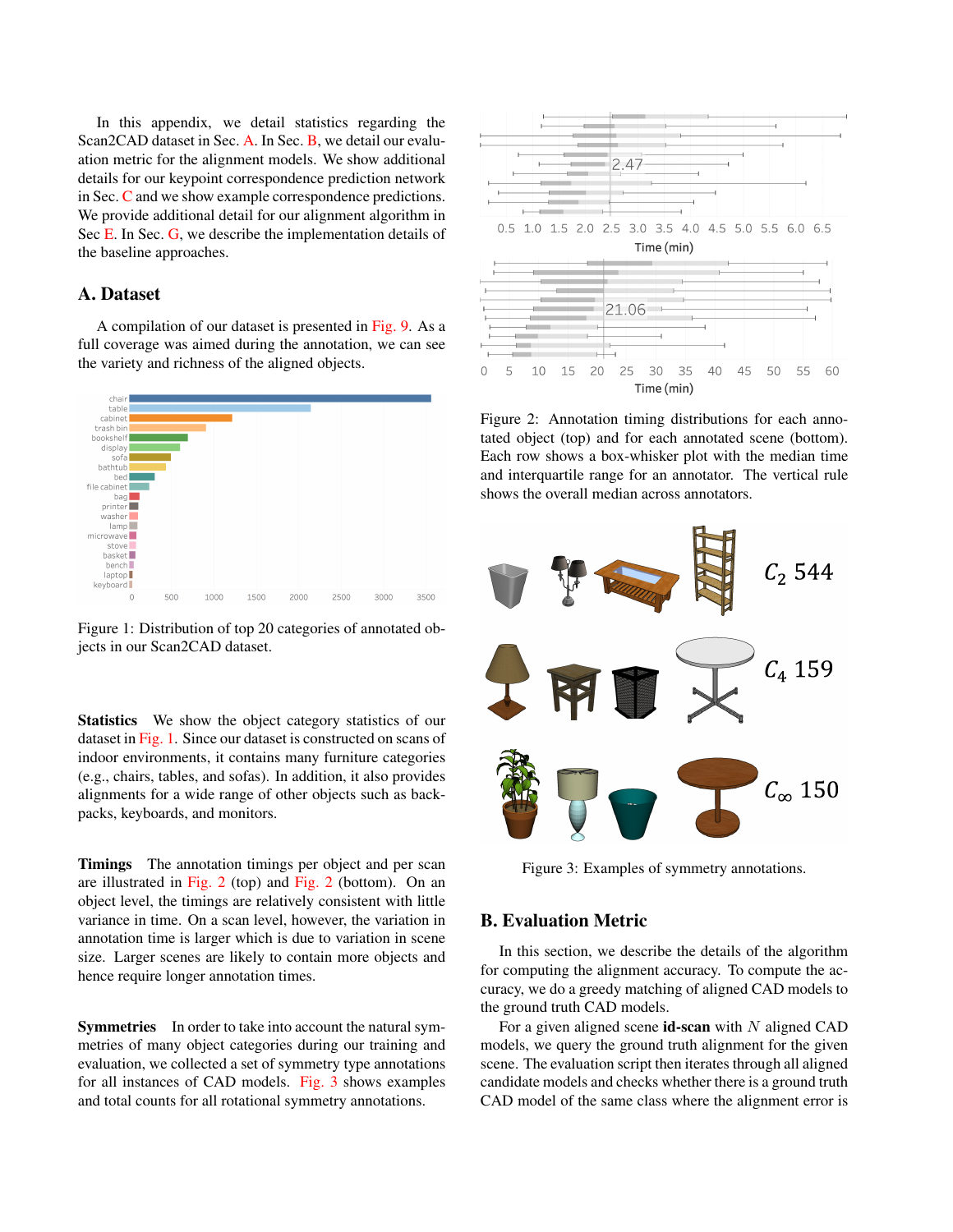In this appendix, we detail statistics regarding the Scan2CAD dataset in Sec. A. In Sec. B, we detail our evaluation metric for the alignment models. We show additional details for our keypoint correspondence prediction network in Sec. C and we show example correspondence predictions. We provide additional detail for our alignment algorithm in Sec E. In Sec. G, we describe the implementation details of the baseline approaches.

## A. Dataset

A compilation of our dataset is presented in Fig. 9. As a full coverage was aimed during the annotation, we can see the variety and richness of the aligned objects.

chair
table
cabinet
trash bin
bookshelf
display
sofa
bathtub
bed
file cabinet
bag
printer
washer
lamp
microwave
stove
basket
bench
laptop
keyboard

0 500 1000 1500 2000 2500 3000 3500

Figure 1: Distribution of top 20 categories of annotated objects in our Scan2CAD dataset.

**Statistics** We show the object category statistics of our dataset in Fig. 1. Since our dataset is constructed on scans of indoor environments, it contains many furniture categories (e.g., chairs, tables, and sofas). In addition, it also provides alignments for a wide range of other objects such as backpacks, keyboards, and monitors.

**Timings** The annotation timings per object and per scan are illustrated in Fig. 2 (top) and Fig. 2 (bottom). On an object level, the timings are relatively consistent with little variance in time. On a scan level, however, the variation in annotation time is larger which is due to variation in scene size. Larger scenes are likely to contain more objects and hence require longer annotation times.

**Symmetries** In order to take into account the natural symmetries of many object categories during our training and evaluation, we collected a set of symmetry type annotations for all instances of CAD models. Fig. 3 shows examples and total counts for all rotational symmetry annotations.

2.47

0.5 1.0 1.5 2.0 2.5 3.0 3.5 4.0 4.5 5.0 5.5 6.0 6.5
Time (min)

21.06

0 5 10 15 20 25 30 35 40 45 50 55 60
Time (min)

Figure 2: Annotation timing distributions for each annotated object (top) and for each annotated scene (bottom). Each row shows a box-whisker plot with the median time and interquartile range for an annotator. The vertical rule shows the overall median across annotators.

$C_2$ 544

$C_4$ 159

$C_\infty$ 150

Figure 3: Examples of symmetry annotations.

## B. Evaluation Metric

In this section, we describe the details of the algorithm for computing the alignment accuracy. To compute the accuracy, we do a greedy matching of aligned CAD models to the ground truth CAD models.

For a given aligned scene **id-scan** with $N$ aligned CAD models, we query the ground truth alignment for the given scene. The evaluation script then iterates through all aligned candidate models and checks whether there is a ground truth CAD model of the same class where the alignment error is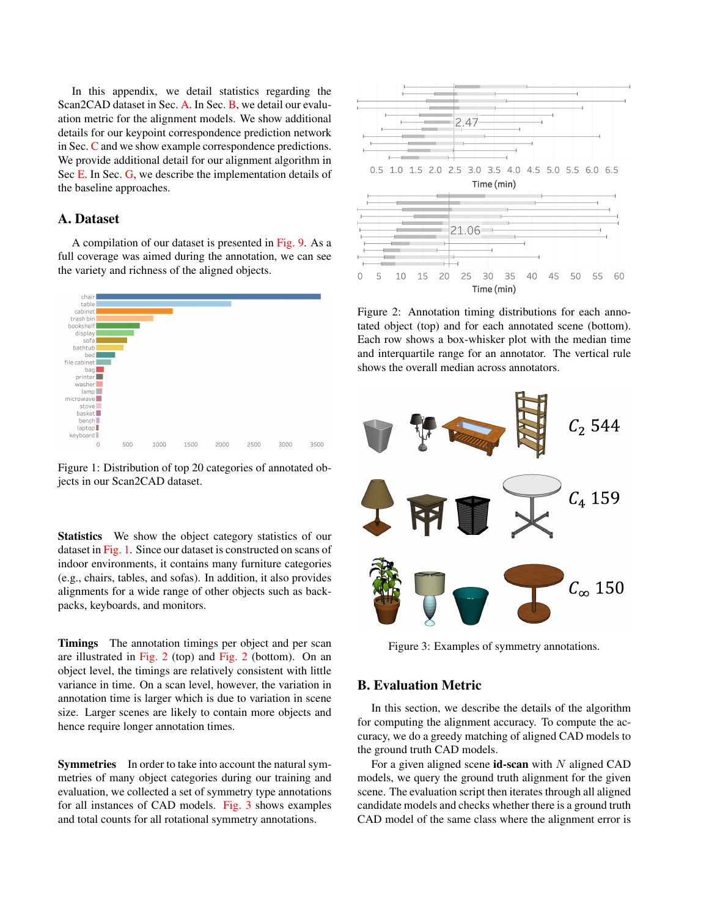In this appendix, we detail statistics regarding the Scan2CAD dataset in Sec. A. In Sec. B, we detail our evaluation metric for the alignment models. We show additional details for our keypoint correspondence prediction network in Sec. C and we show example correspondence predictions. We provide additional detail for our alignment algorithm in Sec E. In Sec. G, we describe the implementation details of the baseline approaches.

## A. Dataset

A compilation of our dataset is presented in Fig. 9. As a full coverage was aimed during the annotation, we can see the variety and richness of the aligned objects.

chair
table
cabinet
trash bin
bookshelf
display
sofa
bathtub
bed
file cabinet
bag
printer
washer
lamp
microwave
stove
basket
bench
laptop
keyboard

0 500 1000 1500 2000 2500 3000 3500

Figure 1: Distribution of top 20 categories of annotated objects in our Scan2CAD dataset.

**Statistics** We show the object category statistics of our dataset in Fig. 1. Since our dataset is constructed on scans of indoor environments, it contains many furniture categories (e.g., chairs, tables, and sofas). In addition, it also provides alignments for a wide range of other objects such as backpacks, keyboards, and monitors.

**Timings** The annotation timings per object and per scan are illustrated in Fig. 2 (top) and Fig. 2 (bottom). On an object level, the timings are relatively consistent with little variance in time. On a scan level, however, the variation in annotation time is larger which is due to variation in scene size. Larger scenes are likely to contain more objects and hence require longer annotation times.

**Symmetries** In order to take into account the natural symmetries of many object categories during our training and evaluation, we collected a set of symmetry type annotations for all instances of CAD models. Fig. 3 shows examples and total counts for all rotational symmetry annotations.

2.47

0.5 1.0 1.5 2.0 2.5 3.0 3.5 4.0 4.5 5.0 5.5 6.0 6.5

Time (min)

21.06

0 5 10 15 20 25 30 35 40 45 50 55 60

Time (min)

Figure 2: Annotation timing distributions for each annotated object (top) and for each annotated scene (bottom). Each row shows a box-whisker plot with the median time and interquartile range for an annotator. The vertical rule shows the overall median across annotators.

$C_2$ 544

$C_4$ 159

$C_\infty$ 150

Figure 3: Examples of symmetry annotations.

## B. Evaluation Metric

In this section, we describe the details of the algorithm for computing the alignment accuracy. To compute the accuracy, we do a greedy matching of aligned CAD models to the ground truth CAD models.

For a given aligned scene **id-scan** with $N$ aligned CAD models, we query the ground truth alignment for the given scene. The evaluation script then iterates through all aligned candidate models and checks whether there is a ground truth CAD model of the same class where the alignment error is